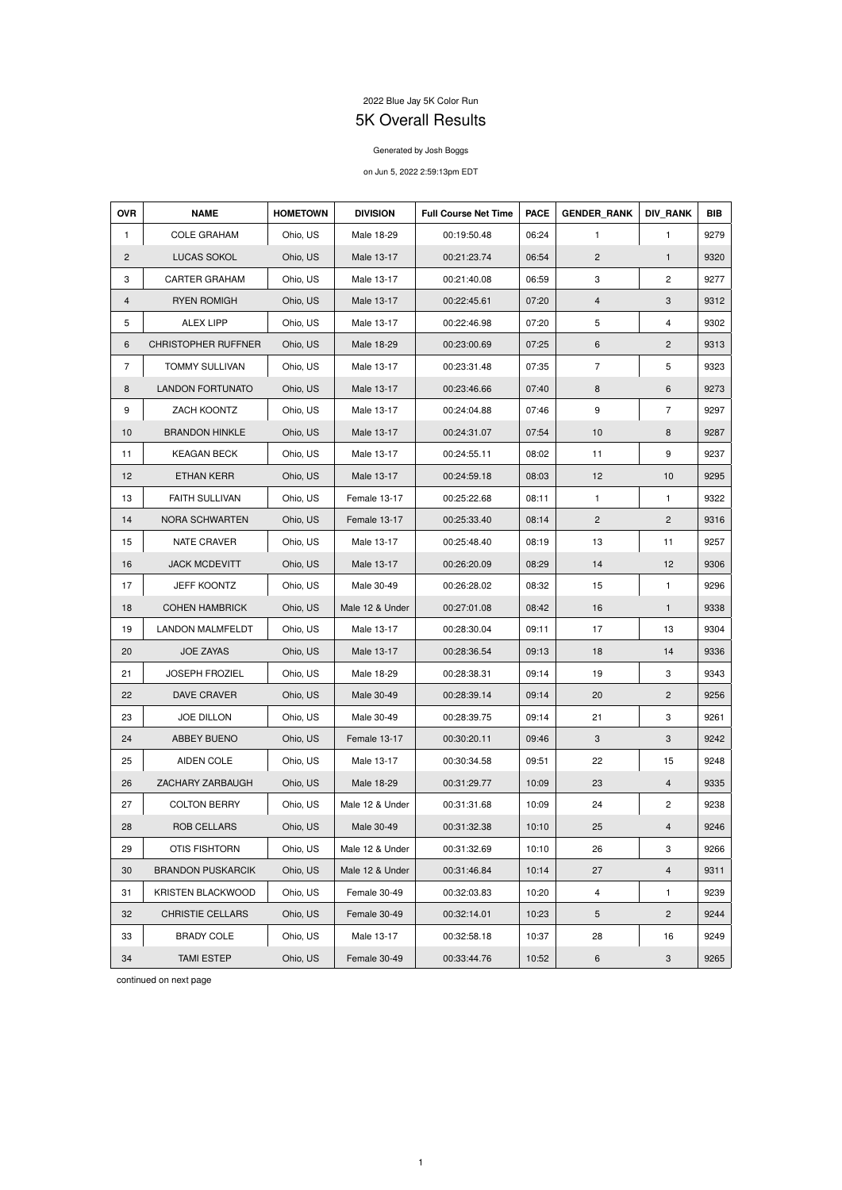2022 Blue Jay 5K Color Run

# 5K Overall Results

Generated by Josh Boggs

on Jun 5, 2022 2:59:13pm EDT

| OVR | NAME | HOMETOWN | DIVISION | Full Course Net Time | PACE | GENDER_RANK | DIV_RANK | BIB |
|---|---|---|---|---|---|---|---|---|
| 1 | COLE GRAHAM | Ohio, US | Male 18-29 | 00:19:50.48 | 06:24 | 1 | 1 | 9279 |
| 2 | LUCAS SOKOL | Ohio, US | Male 13-17 | 00:21:23.74 | 06:54 | 2 | 1 | 9320 |
| 3 | CARTER GRAHAM | Ohio, US | Male 13-17 | 00:21:40.08 | 06:59 | 3 | 2 | 9277 |
| 4 | RYEN ROMIGH | Ohio, US | Male 13-17 | 00:22:45.61 | 07:20 | 4 | 3 | 9312 |
| 5 | ALEX LIPP | Ohio, US | Male 13-17 | 00:22:46.98 | 07:20 | 5 | 4 | 9302 |
| 6 | CHRISTOPHER RUFFNER | Ohio, US | Male 18-29 | 00:23:00.69 | 07:25 | 6 | 2 | 9313 |
| 7 | TOMMY SULLIVAN | Ohio, US | Male 13-17 | 00:23:31.48 | 07:35 | 7 | 5 | 9323 |
| 8 | LANDON FORTUNATO | Ohio, US | Male 13-17 | 00:23:46.66 | 07:40 | 8 | 6 | 9273 |
| 9 | ZACH KOONTZ | Ohio, US | Male 13-17 | 00:24:04.88 | 07:46 | 9 | 7 | 9297 |
| 10 | BRANDON HINKLE | Ohio, US | Male 13-17 | 00:24:31.07 | 07:54 | 10 | 8 | 9287 |
| 11 | KEAGAN BECK | Ohio, US | Male 13-17 | 00:24:55.11 | 08:02 | 11 | 9 | 9237 |
| 12 | ETHAN KERR | Ohio, US | Male 13-17 | 00:24:59.18 | 08:03 | 12 | 10 | 9295 |
| 13 | FAITH SULLIVAN | Ohio, US | Female 13-17 | 00:25:22.68 | 08:11 | 1 | 1 | 9322 |
| 14 | NORA SCHWARTEN | Ohio, US | Female 13-17 | 00:25:33.40 | 08:14 | 2 | 2 | 9316 |
| 15 | NATE CRAVER | Ohio, US | Male 13-17 | 00:25:48.40 | 08:19 | 13 | 11 | 9257 |
| 16 | JACK MCDEVITT | Ohio, US | Male 13-17 | 00:26:20.09 | 08:29 | 14 | 12 | 9306 |
| 17 | JEFF KOONTZ | Ohio, US | Male 30-49 | 00:26:28.02 | 08:32 | 15 | 1 | 9296 |
| 18 | COHEN HAMBRICK | Ohio, US | Male 12 & Under | 00:27:01.08 | 08:42 | 16 | 1 | 9338 |
| 19 | LANDON MALMFELDT | Ohio, US | Male 13-17 | 00:28:30.04 | 09:11 | 17 | 13 | 9304 |
| 20 | JOE ZAYAS | Ohio, US | Male 13-17 | 00:28:36.54 | 09:13 | 18 | 14 | 9336 |
| 21 | JOSEPH FROZIEL | Ohio, US | Male 18-29 | 00:28:38.31 | 09:14 | 19 | 3 | 9343 |
| 22 | DAVE CRAVER | Ohio, US | Male 30-49 | 00:28:39.14 | 09:14 | 20 | 2 | 9256 |
| 23 | JOE DILLON | Ohio, US | Male 30-49 | 00:28:39.75 | 09:14 | 21 | 3 | 9261 |
| 24 | ABBEY BUENO | Ohio, US | Female 13-17 | 00:30:20.11 | 09:46 | 3 | 3 | 9242 |
| 25 | AIDEN COLE | Ohio, US | Male 13-17 | 00:30:34.58 | 09:51 | 22 | 15 | 9248 |
| 26 | ZACHARY ZARBAUGH | Ohio, US | Male 18-29 | 00:31:29.77 | 10:09 | 23 | 4 | 9335 |
| 27 | COLTON BERRY | Ohio, US | Male 12 & Under | 00:31:31.68 | 10:09 | 24 | 2 | 9238 |
| 28 | ROB CELLARS | Ohio, US | Male 30-49 | 00:31:32.38 | 10:10 | 25 | 4 | 9246 |
| 29 | OTIS FISHTORN | Ohio, US | Male 12 & Under | 00:31:32.69 | 10:10 | 26 | 3 | 9266 |
| 30 | BRANDON PUSKARCIK | Ohio, US | Male 12 & Under | 00:31:46.84 | 10:14 | 27 | 4 | 9311 |
| 31 | KRISTEN BLACKWOOD | Ohio, US | Female 30-49 | 00:32:03.83 | 10:20 | 4 | 1 | 9239 |
| 32 | CHRISTIE CELLARS | Ohio, US | Female 30-49 | 00:32:14.01 | 10:23 | 5 | 2 | 9244 |
| 33 | BRADY COLE | Ohio, US | Male 13-17 | 00:32:58.18 | 10:37 | 28 | 16 | 9249 |
| 34 | TAMI ESTEP | Ohio, US | Female 30-49 | 00:33:44.76 | 10:52 | 6 | 3 | 9265 |

continued on next page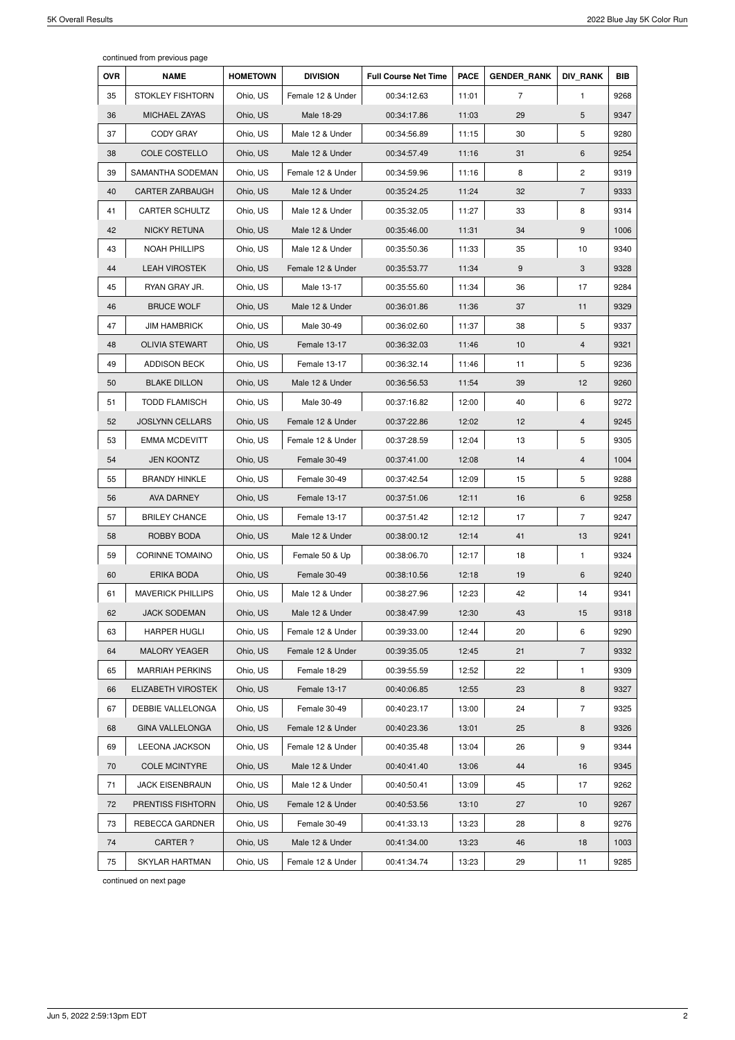continued from previous page

| OVR | NAME | HOMETOWN | DIVISION | Full Course Net Time | PACE | GENDER_RANK | DIV_RANK | BIB |
|---|---|---|---|---|---|---|---|---|
| 35 | STOKLEY FISHTORN | Ohio, US | Female 12 & Under | 00:34:12.63 | 11:01 | 7 | 1 | 9268 |
| 36 | MICHAEL ZAYAS | Ohio, US | Male 18-29 | 00:34:17.86 | 11:03 | 29 | 5 | 9347 |
| 37 | CODY GRAY | Ohio, US | Male 12 & Under | 00:34:56.89 | 11:15 | 30 | 5 | 9280 |
| 38 | COLE COSTELLO | Ohio, US | Male 12 & Under | 00:34:57.49 | 11:16 | 31 | 6 | 9254 |
| 39 | SAMANTHA SODEMAN | Ohio, US | Female 12 & Under | 00:34:59.96 | 11:16 | 8 | 2 | 9319 |
| 40 | CARTER ZARBAUGH | Ohio, US | Male 12 & Under | 00:35:24.25 | 11:24 | 32 | 7 | 9333 |
| 41 | CARTER SCHULTZ | Ohio, US | Male 12 & Under | 00:35:32.05 | 11:27 | 33 | 8 | 9314 |
| 42 | NICKY RETUNA | Ohio, US | Male 12 & Under | 00:35:46.00 | 11:31 | 34 | 9 | 1006 |
| 43 | NOAH PHILLIPS | Ohio, US | Male 12 & Under | 00:35:50.36 | 11:33 | 35 | 10 | 9340 |
| 44 | LEAH VIROSTEK | Ohio, US | Female 12 & Under | 00:35:53.77 | 11:34 | 9 | 3 | 9328 |
| 45 | RYAN GRAY JR. | Ohio, US | Male 13-17 | 00:35:55.60 | 11:34 | 36 | 17 | 9284 |
| 46 | BRUCE WOLF | Ohio, US | Male 12 & Under | 00:36:01.86 | 11:36 | 37 | 11 | 9329 |
| 47 | JIM HAMBRICK | Ohio, US | Male 30-49 | 00:36:02.60 | 11:37 | 38 | 5 | 9337 |
| 48 | OLIVIA STEWART | Ohio, US | Female 13-17 | 00:36:32.03 | 11:46 | 10 | 4 | 9321 |
| 49 | ADDISON BECK | Ohio, US | Female 13-17 | 00:36:32.14 | 11:46 | 11 | 5 | 9236 |
| 50 | BLAKE DILLON | Ohio, US | Male 12 & Under | 00:36:56.53 | 11:54 | 39 | 12 | 9260 |
| 51 | TODD FLAMISCH | Ohio, US | Male 30-49 | 00:37:16.82 | 12:00 | 40 | 6 | 9272 |
| 52 | JOSLYNN CELLARS | Ohio, US | Female 12 & Under | 00:37:22.86 | 12:02 | 12 | 4 | 9245 |
| 53 | EMMA MCDEVITT | Ohio, US | Female 12 & Under | 00:37:28.59 | 12:04 | 13 | 5 | 9305 |
| 54 | JEN KOONTZ | Ohio, US | Female 30-49 | 00:37:41.00 | 12:08 | 14 | 4 | 1004 |
| 55 | BRANDY HINKLE | Ohio, US | Female 30-49 | 00:37:42.54 | 12:09 | 15 | 5 | 9288 |
| 56 | AVA DARNEY | Ohio, US | Female 13-17 | 00:37:51.06 | 12:11 | 16 | 6 | 9258 |
| 57 | BRILEY CHANCE | Ohio, US | Female 13-17 | 00:37:51.42 | 12:12 | 17 | 7 | 9247 |
| 58 | ROBBY BODA | Ohio, US | Male 12 & Under | 00:38:00.12 | 12:14 | 41 | 13 | 9241 |
| 59 | CORINNE TOMAINO | Ohio, US | Female 50 & Up | 00:38:06.70 | 12:17 | 18 | 1 | 9324 |
| 60 | ERIKA BODA | Ohio, US | Female 30-49 | 00:38:10.56 | 12:18 | 19 | 6 | 9240 |
| 61 | MAVERICK PHILLIPS | Ohio, US | Male 12 & Under | 00:38:27.96 | 12:23 | 42 | 14 | 9341 |
| 62 | JACK SODEMAN | Ohio, US | Male 12 & Under | 00:38:47.99 | 12:30 | 43 | 15 | 9318 |
| 63 | HARPER HUGLI | Ohio, US | Female 12 & Under | 00:39:33.00 | 12:44 | 20 | 6 | 9290 |
| 64 | MALORY YEAGER | Ohio, US | Female 12 & Under | 00:39:35.05 | 12:45 | 21 | 7 | 9332 |
| 65 | MARRIAH PERKINS | Ohio, US | Female 18-29 | 00:39:55.59 | 12:52 | 22 | 1 | 9309 |
| 66 | ELIZABETH VIROSTEK | Ohio, US | Female 13-17 | 00:40:06.85 | 12:55 | 23 | 8 | 9327 |
| 67 | DEBBIE VALLELONGA | Ohio, US | Female 30-49 | 00:40:23.17 | 13:00 | 24 | 7 | 9325 |
| 68 | GINA VALLELONGA | Ohio, US | Female 12 & Under | 00:40:23.36 | 13:01 | 25 | 8 | 9326 |
| 69 | LEEONA JACKSON | Ohio, US | Female 12 & Under | 00:40:35.48 | 13:04 | 26 | 9 | 9344 |
| 70 | COLE MCINTYRE | Ohio, US | Male 12 & Under | 00:40:41.40 | 13:06 | 44 | 16 | 9345 |
| 71 | JACK EISENBRAUN | Ohio, US | Male 12 & Under | 00:40:50.41 | 13:09 | 45 | 17 | 9262 |
| 72 | PRENTISS FISHTORN | Ohio, US | Female 12 & Under | 00:40:53.56 | 13:10 | 27 | 10 | 9267 |
| 73 | REBECCA GARDNER | Ohio, US | Female 30-49 | 00:41:33.13 | 13:23 | 28 | 8 | 9276 |
| 74 | CARTER ? | Ohio, US | Male 12 & Under | 00:41:34.00 | 13:23 | 46 | 18 | 1003 |
| 75 | SKYLAR HARTMAN | Ohio, US | Female 12 & Under | 00:41:34.74 | 13:23 | 29 | 11 | 9285 |

continued on next page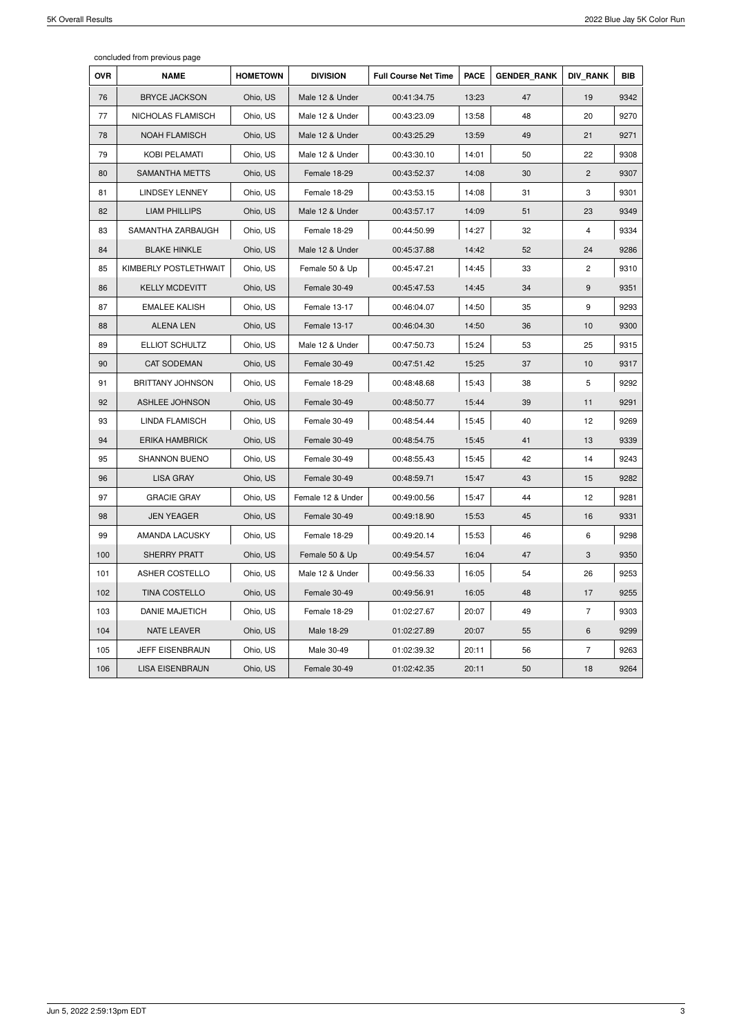concluded from previous page

| OVR | NAME | HOMETOWN | DIVISION | Full Course Net Time | PACE | GENDER_RANK | DIV_RANK | BIB |
|---|---|---|---|---|---|---|---|---|
| 76 | BRYCE JACKSON | Ohio, US | Male 12 & Under | 00:41:34.75 | 13:23 | 47 | 19 | 9342 |
| 77 | NICHOLAS FLAMISCH | Ohio, US | Male 12 & Under | 00:43:23.09 | 13:58 | 48 | 20 | 9270 |
| 78 | NOAH FLAMISCH | Ohio, US | Male 12 & Under | 00:43:25.29 | 13:59 | 49 | 21 | 9271 |
| 79 | KOBI PELAMATI | Ohio, US | Male 12 & Under | 00:43:30.10 | 14:01 | 50 | 22 | 9308 |
| 80 | SAMANTHA METTS | Ohio, US | Female 18-29 | 00:43:52.37 | 14:08 | 30 | 2 | 9307 |
| 81 | LINDSEY LENNEY | Ohio, US | Female 18-29 | 00:43:53.15 | 14:08 | 31 | 3 | 9301 |
| 82 | LIAM PHILLIPS | Ohio, US | Male 12 & Under | 00:43:57.17 | 14:09 | 51 | 23 | 9349 |
| 83 | SAMANTHA ZARBAUGH | Ohio, US | Female 18-29 | 00:44:50.99 | 14:27 | 32 | 4 | 9334 |
| 84 | BLAKE HINKLE | Ohio, US | Male 12 & Under | 00:45:37.88 | 14:42 | 52 | 24 | 9286 |
| 85 | KIMBERLY POSTLETHWAIT | Ohio, US | Female 50 & Up | 00:45:47.21 | 14:45 | 33 | 2 | 9310 |
| 86 | KELLY MCDEVITT | Ohio, US | Female 30-49 | 00:45:47.53 | 14:45 | 34 | 9 | 9351 |
| 87 | EMALEE KALISH | Ohio, US | Female 13-17 | 00:46:04.07 | 14:50 | 35 | 9 | 9293 |
| 88 | ALENA LEN | Ohio, US | Female 13-17 | 00:46:04.30 | 14:50 | 36 | 10 | 9300 |
| 89 | ELLIOT SCHULTZ | Ohio, US | Male 12 & Under | 00:47:50.73 | 15:24 | 53 | 25 | 9315 |
| 90 | CAT SODEMAN | Ohio, US | Female 30-49 | 00:47:51.42 | 15:25 | 37 | 10 | 9317 |
| 91 | BRITTANY JOHNSON | Ohio, US | Female 18-29 | 00:48:48.68 | 15:43 | 38 | 5 | 9292 |
| 92 | ASHLEE JOHNSON | Ohio, US | Female 30-49 | 00:48:50.77 | 15:44 | 39 | 11 | 9291 |
| 93 | LINDA FLAMISCH | Ohio, US | Female 30-49 | 00:48:54.44 | 15:45 | 40 | 12 | 9269 |
| 94 | ERIKA HAMBRICK | Ohio, US | Female 30-49 | 00:48:54.75 | 15:45 | 41 | 13 | 9339 |
| 95 | SHANNON BUENO | Ohio, US | Female 30-49 | 00:48:55.43 | 15:45 | 42 | 14 | 9243 |
| 96 | LISA GRAY | Ohio, US | Female 30-49 | 00:48:59.71 | 15:47 | 43 | 15 | 9282 |
| 97 | GRACIE GRAY | Ohio, US | Female 12 & Under | 00:49:00.56 | 15:47 | 44 | 12 | 9281 |
| 98 | JEN YEAGER | Ohio, US | Female 30-49 | 00:49:18.90 | 15:53 | 45 | 16 | 9331 |
| 99 | AMANDA LACUSKY | Ohio, US | Female 18-29 | 00:49:20.14 | 15:53 | 46 | 6 | 9298 |
| 100 | SHERRY PRATT | Ohio, US | Female 50 & Up | 00:49:54.57 | 16:04 | 47 | 3 | 9350 |
| 101 | ASHER COSTELLO | Ohio, US | Male 12 & Under | 00:49:56.33 | 16:05 | 54 | 26 | 9253 |
| 102 | TINA COSTELLO | Ohio, US | Female 30-49 | 00:49:56.91 | 16:05 | 48 | 17 | 9255 |
| 103 | DANIE MAJETICH | Ohio, US | Female 18-29 | 01:02:27.67 | 20:07 | 49 | 7 | 9303 |
| 104 | NATE LEAVER | Ohio, US | Male 18-29 | 01:02:27.89 | 20:07 | 55 | 6 | 9299 |
| 105 | JEFF EISENBRAUN | Ohio, US | Male 30-49 | 01:02:39.32 | 20:11 | 56 | 7 | 9263 |
| 106 | LISA EISENBRAUN | Ohio, US | Female 30-49 | 01:02:42.35 | 20:11 | 50 | 18 | 9264 |